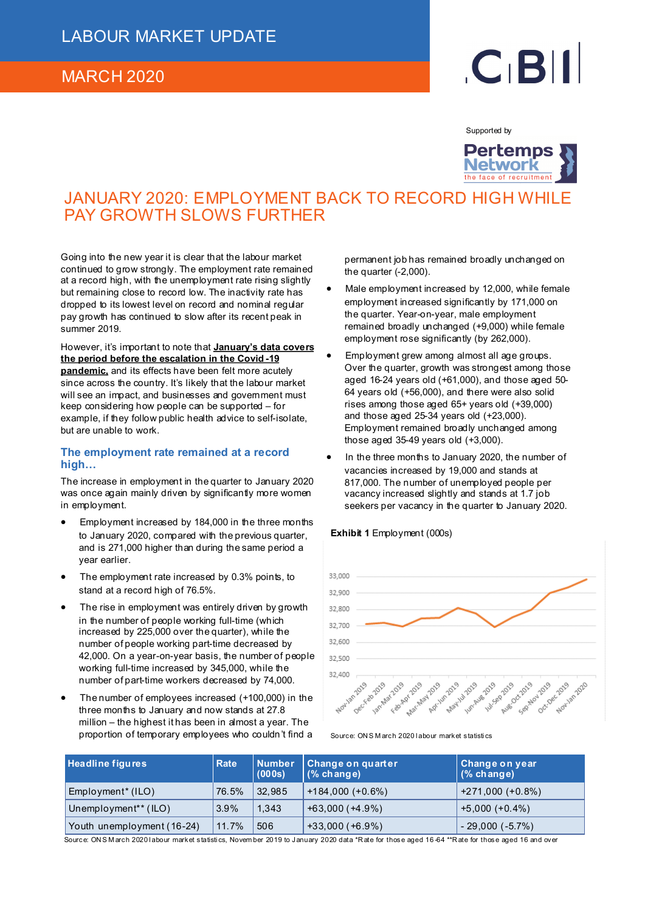# LABOUR MARKET UPDATE

## MARCH 2020

Supported by Pertemps Network – the face of recruitment

# JANUARY 2020: EMPLOYMENT BACK TO RECORD HIGH WHILE PAY GROWTH SLOWS FURTHER

Going into the new year it is clear that the labour market continued to grow strongly. The employment rate remained at a record high, with the unemployment rate rising slightly but remaining close to record low. The inactivity rate has dropped to its lowest level on record and nominal regular pay growth has continued to slow after its recent peak in summer 2019.

However, it's important to note that **January's data covers the period before the escalation in the Covid-19 pandemic,** and its effects have been felt more acutely since across the country. It's likely that the labour market will see an impact, and businesses and government must keep considering how people can be supported – for example, if they follow public health advice to self-isolate, but are unable to work.

## The employment rate remained at a record high…

The increase in employment in the quarter to January 2020 was once again mainly driven by significantly more women in employment.

- Employment increased by 184,000 in the three months to January 2020, compared with the previous quarter, and is 271,000 higher than during the same period a year earlier.
- The employment rate increased by 0.3% points, to stand at a record high of 76.5%.
- The rise in employment was entirely driven by growth in the number of people working full-time (which increased by 225,000 over the quarter), while the number of people working part-time decreased by 42,000. On a year-on-year basis, the number of people working full-time increased by 345,000, while the number of part-time workers decreased by 74,000.
- The number of employees increased (+100,000) in the three months to January and now stands at 27.8 million – the highest it has been in almost a year. The proportion of temporary employees who couldn't find a permanent job has remained broadly unchanged on the quarter (-2,000).
- Male employment increased by 12,000, while female employment increased significantly by 171,000 on the quarter. Year-on-year, male employment remained broadly unchanged (+9,000) while female employment rose significantly (by 262,000).
- Employment grew among almost all age groups. Over the quarter, growth was strongest among those aged 16-24 years old (+61,000), and those aged 50-64 years old (+56,000), and there were also solid rises among those aged 65+ years old (+39,000) and those aged 25-34 years old (+23,000). Employment remained broadly unchanged among those aged 35-49 years old (+3,000).
- In the three months to January 2020, the number of vacancies increased by 19,000 and stands at 817,000. The number of unemployed people per vacancy increased slightly and stands at 1.7 job seekers per vacancy in the quarter to January 2020.

**Exhibit 1** Employment (000s)

Source: ONS March 2020 labour market statistics

| Headline figures | Rate | Number (000s) | Change on quarter (% change) | Change on year (% change) |
|---|---|---|---|---|
| Employment* (ILO) | 76.5% | 32,985 | +184,000 (+0.6%) | +271,000 (+0.8%) |
| Unemployment** (ILO) | 3.9% | 1,343 | +63,000 (+4.9%) | +5,000 (+0.4%) |
| Youth unemployment (16-24) | 11.7% | 506 | +33,000 (+6.9%) | - 29,000 (-5.7%) |

Source: ONS March 2020 labour market statistics, November 2019 to January 2020 data *Rate for those aged 16-64 **Rate for those aged 16 and over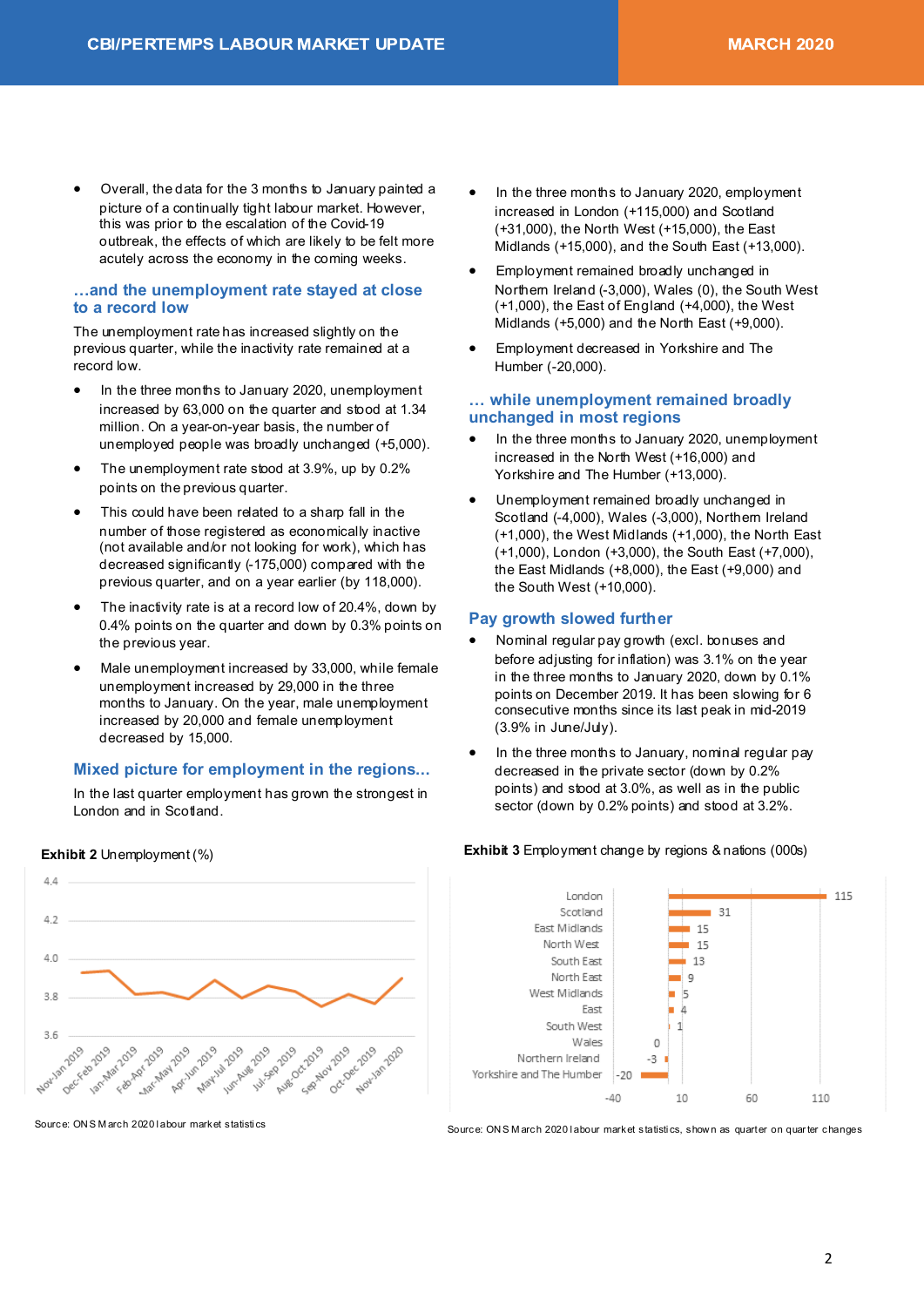- Overall, the data for the 3 months to January painted a picture of a continually tight labour market. However, this was prior to the escalation of the Covid-19 outbreak, the effects of which are likely to be felt more acutely across the economy in the coming weeks.

## …and the unemployment rate stayed at close to a record low

The unemployment rate has increased slightly on the previous quarter, while the inactivity rate remained at a record low.

- In the three months to January 2020, unemployment increased by 63,000 on the quarter and stood at 1.34 million. On a year-on-year basis, the number of unemployed people was broadly unchanged (+5,000).
- The unemployment rate stood at 3.9%, up by 0.2% points on the previous quarter.
- This could have been related to a sharp fall in the number of those registered as economically inactive (not available and/or not looking for work), which has decreased significantly (-175,000) compared with the previous quarter, and on a year earlier (by 118,000).
- The inactivity rate is at a record low of 20.4%, down by 0.4% points on the quarter and down by 0.3% points on the previous year.
- Male unemployment increased by 33,000, while female unemployment increased by 29,000 in the three months to January. On the year, male unemployment increased by 20,000 and female unemployment decreased by 15,000.

## Mixed picture for employment in the regions...

In the last quarter employment has grown the strongest in London and in Scotland.

- In the three months to January 2020, employment increased in London (+115,000) and Scotland (+31,000), the North West (+15,000), the East Midlands (+15,000), and the South East (+13,000).
- Employment remained broadly unchanged in Northern Ireland (-3,000), Wales (0), the South West (+1,000), the East of England (+4,000), the West Midlands (+5,000) and the North East (+9,000).
- Employment decreased in Yorkshire and The Humber (-20,000).

## … while unemployment remained broadly unchanged in most regions

- In the three months to January 2020, unemployment increased in the North West (+16,000) and Yorkshire and The Humber (+13,000).
- Unemployment remained broadly unchanged in Scotland (-4,000), Wales (-3,000), Northern Ireland (+1,000), the West Midlands (+1,000), the North East (+1,000), London (+3,000), the South East (+7,000), the East Midlands (+8,000), the East (+9,000) and the South West (+10,000).

## Pay growth slowed further

- Nominal regular pay growth (excl. bonuses and before adjusting for inflation) was 3.1% on the year in the three months to January 2020, down by 0.1% points on December 2019. It has been slowing for 6 consecutive months since its last peak in mid-2019 (3.9% in June/July).
- In the three months to January, nominal regular pay decreased in the private sector (down by 0.2% points) and stood at 3.0%, as well as in the public sector (down by 0.2% points) and stood at 3.2%.

**Exhibit 2** Unemployment (%)

| Period | Unemployment (%) (approx.) |
|---|---|
| Nov-Jan 2019 | 3.93 |
| Dec-Feb 2019 | 3.94 |
| Jan-Mar 2019 | 3.82 |
| Feb-Apr 2019 | 3.83 |
| Mar-May 2019 | 3.80 |
| Apr-Jun 2019 | 3.89 |
| May-Jul 2019 | 3.80 |
| Jun-Aug 2019 | 3.86 |
| Jul-Sep 2019 | 3.83 |
| Aug-Oct 2019 | 3.75 |
| Sep-Nov 2019 | 3.82 |
| Oct-Dec 2019 | 3.77 |
| Nov-Jan 2020 | 3.90 |

Source: ONS March 2020 labour market statistics

**Exhibit 3** Employment change by regions & nations (000s)

| Region | Change (000s) |
|---|---|
| London | 115 |
| Scotland | 31 |
| East Midlands | 15 |
| North West | 15 |
| South East | 13 |
| North East | 9 |
| West Midlands | 5 |
| East | 4 |
| South West | 1 |
| Wales | 0 |
| Northern Ireland | -3 |
| Yorkshire and The Humber | -20 |

Source: ONS March 2020 labour market statistics, shown as quarter on quarter changes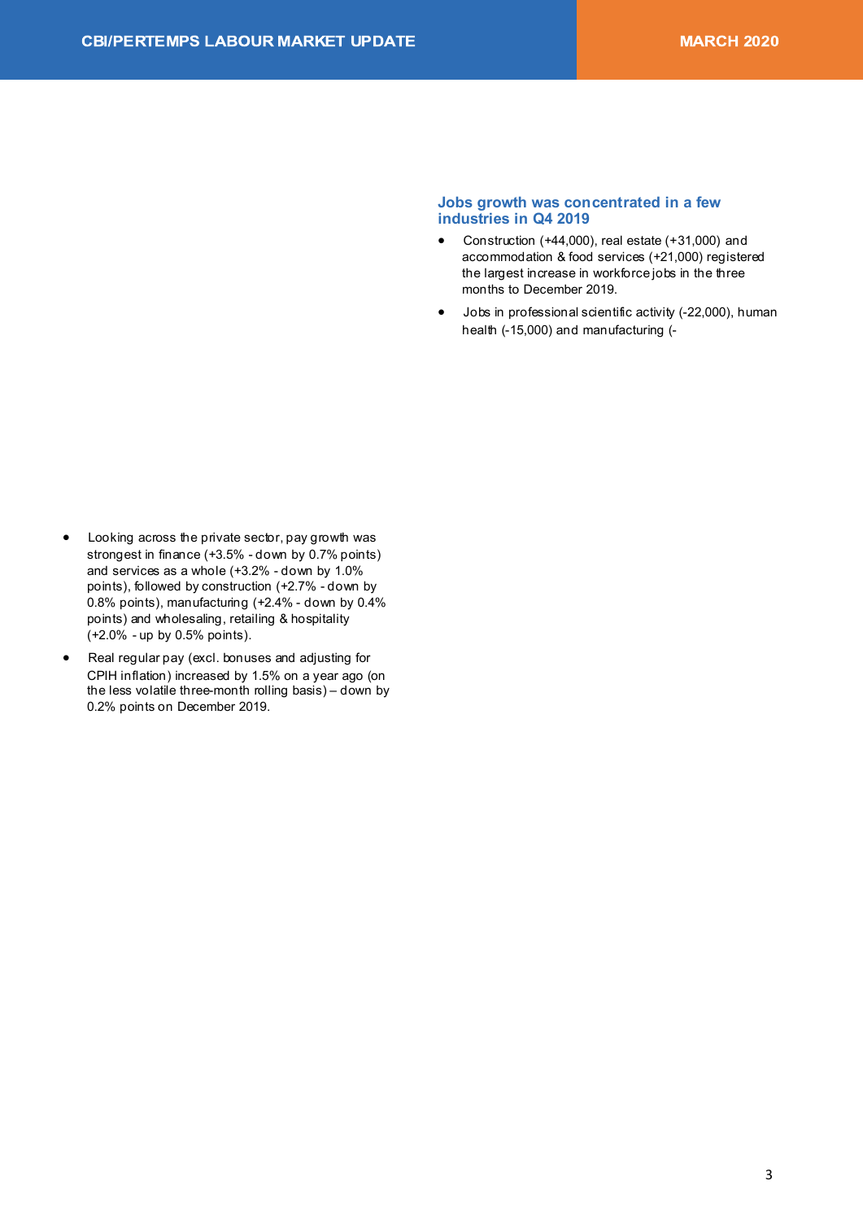## Jobs growth was concentrated in a few industries in Q4 2019

- Construction (+44,000), real estate (+31,000) and accommodation & food services (+21,000) registered the largest increase in workforce jobs in the three months to December 2019.
- Jobs in professional scientific activity (-22,000), human health (-15,000) and manufacturing (-

- Looking across the private sector, pay growth was strongest in finance (+3.5% - down by 0.7% points) and services as a whole (+3.2% - down by 1.0% points), followed by construction (+2.7% - down by 0.8% points), manufacturing (+2.4% - down by 0.4% points) and wholesaling, retailing & hospitality (+2.0% - up by 0.5% points).
- Real regular pay (excl. bonuses and adjusting for CPIH inflation) increased by 1.5% on a year ago (on the less volatile three-month rolling basis) – down by 0.2% points on December 2019.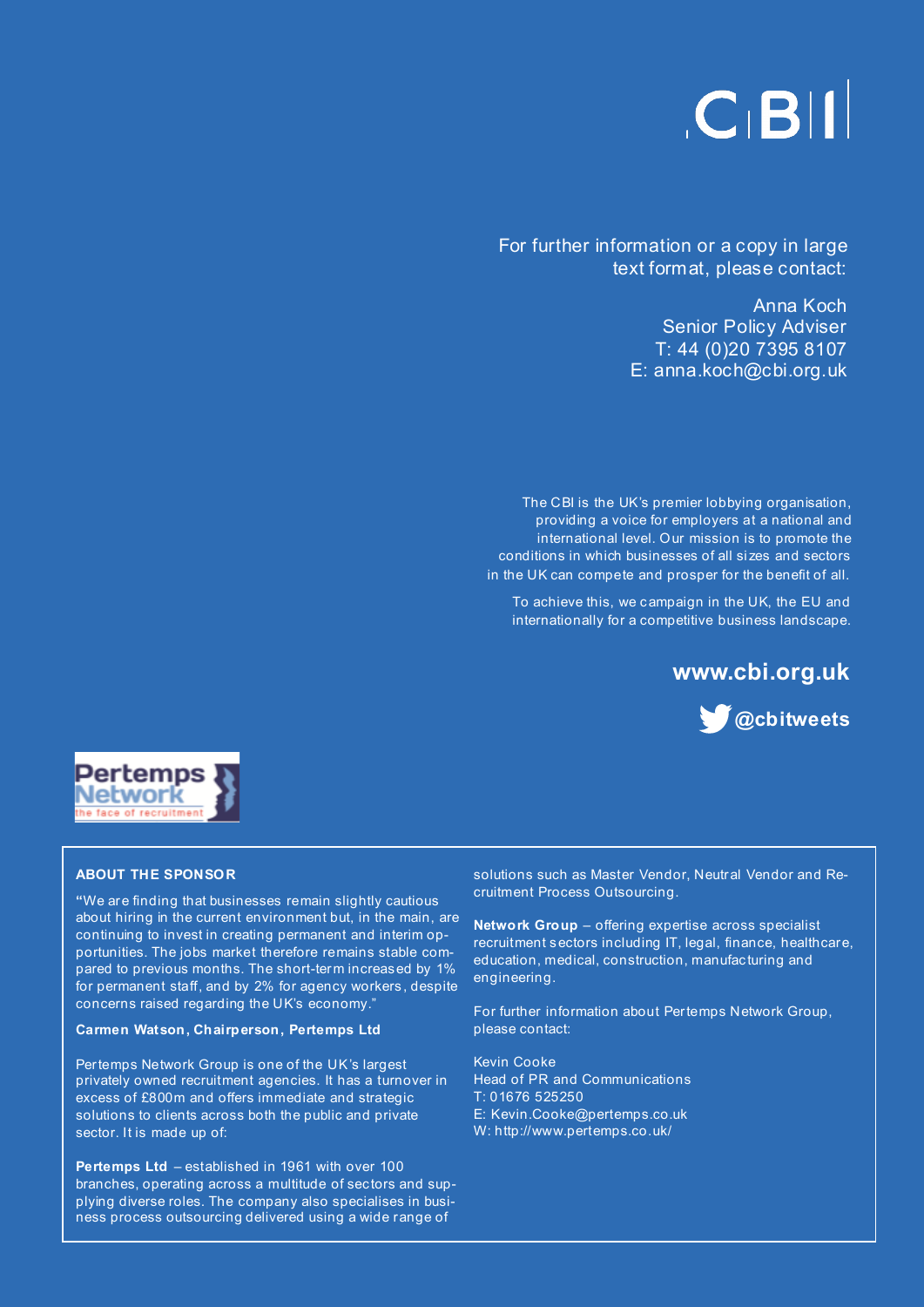CBI

For further information or a copy in large text format, please contact:

Anna Koch
Senior Policy Adviser
T: 44 (0)20 7395 8107
E: anna.koch@cbi.org.uk

The CBI is the UK's premier lobbying organisation, providing a voice for employers at a national and international level. Our mission is to promote the conditions in which businesses of all sizes and sectors in the UK can compete and prosper for the benefit of all.

To achieve this, we campaign in the UK, the EU and internationally for a competitive business landscape.

**www.cbi.org.uk**

**@cbitweets**

Pertemps Network
the face of recruitment

**ABOUT THE SPONSOR**

"We are finding that businesses remain slightly cautious about hiring in the current environment but, in the main, are continuing to invest in creating permanent and interim opportunities. The jobs market therefore remains stable compared to previous months. The short-term increased by 1% for permanent staff, and by 2% for agency workers, despite concerns raised regarding the UK's economy."

**Carmen Watson, Chairperson, Pertemps Ltd**

Pertemps Network Group is one of the UK's largest privately owned recruitment agencies. It has a turnover in excess of £800m and offers immediate and strategic solutions to clients across both the public and private sector. It is made up of:

**Pertemps Ltd** – established in 1961 with over 100 branches, operating across a multitude of sectors and supplying diverse roles. The company also specialises in business process outsourcing delivered using a wide range of solutions such as Master Vendor, Neutral Vendor and Recruitment Process Outsourcing.

**Network Group** – offering expertise across specialist recruitment sectors including IT, legal, finance, healthcare, education, medical, construction, manufacturing and engineering.

For further information about Pertemps Network Group, please contact:

Kevin Cooke
Head of PR and Communications
T: 01676 525250
E: Kevin.Cooke@pertemps.co.uk
W: http://www.pertemps.co.uk/